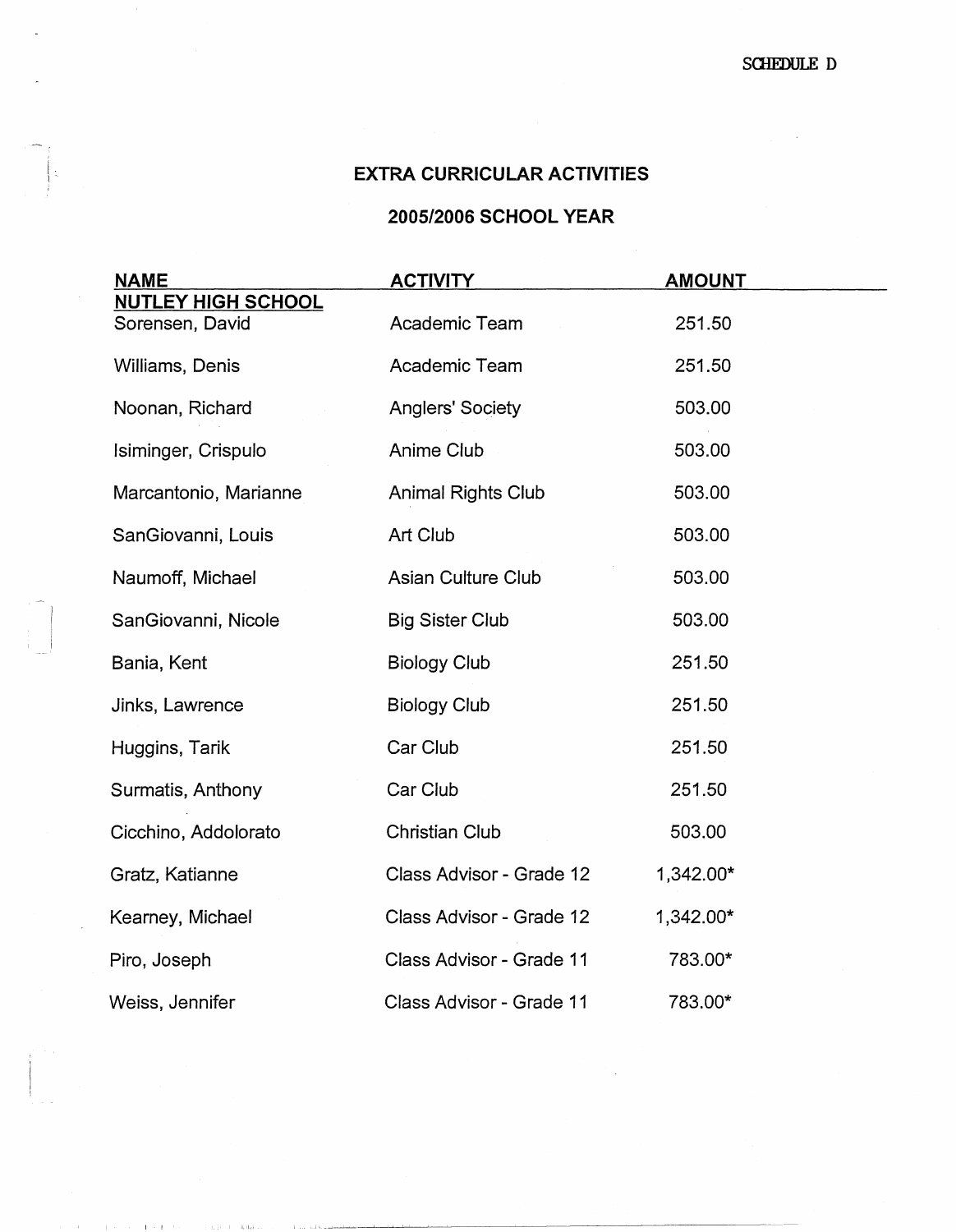SCHEDULE D

# EXTRA CURRICULAR ACTIVITIES

## 2005/2006 SCHOOL YEAR

| NAME | ACTIVITY | AMOUNT |
|---|---|---|
| **NUTLEY HIGH SCHOOL** | | |
| Sorensen, David | Academic Team | 251.50 |
| Williams, Denis | Academic Team | 251.50 |
| Noonan, Richard | Anglers' Society | 503.00 |
| Isiminger, Crispulo | Anime Club | 503.00 |
| Marcantonio, Marianne | Animal Rights Club | 503.00 |
| SanGiovanni, Louis | Art Club | 503.00 |
| Naumoff, Michael | Asian Culture Club | 503.00 |
| SanGiovanni, Nicole | Big Sister Club | 503.00 |
| Bania, Kent | Biology Club | 251.50 |
| Jinks, Lawrence | Biology Club | 251.50 |
| Huggins, Tarik | Car Club | 251.50 |
| Surmatis, Anthony | Car Club | 251.50 |
| Cicchino, Addolorato | Christian Club | 503.00 |
| Gratz, Katianne | Class Advisor - Grade 12 | 1,342.00* |
| Kearney, Michael | Class Advisor - Grade 12 | 1,342.00* |
| Piro, Joseph | Class Advisor - Grade 11 | 783.00* |
| Weiss, Jennifer | Class Advisor - Grade 11 | 783.00* |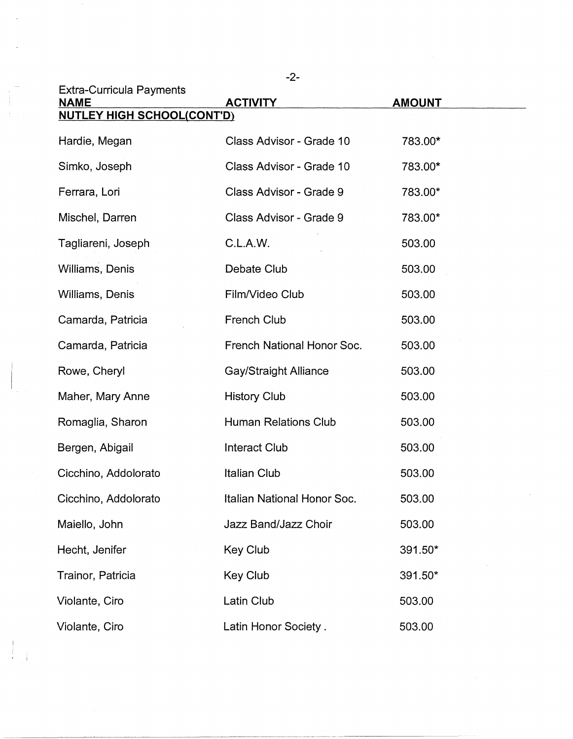Extra-Curricula Payments

| NAME | ACTIVITY | AMOUNT |
|---|---|---|
| **NUTLEY HIGH SCHOOL(CONT'D)** | | |
| Hardie, Megan | Class Advisor - Grade 10 | 783.00* |
| Simko, Joseph | Class Advisor - Grade 10 | 783.00* |
| Ferrara, Lori | Class Advisor - Grade 9 | 783.00* |
| Mischel, Darren | Class Advisor - Grade 9 | 783.00* |
| Tagliareni, Joseph | C.L.A.W. | 503.00 |
| Williams, Denis | Debate Club | 503.00 |
| Williams, Denis | Film/Video Club | 503.00 |
| Camarda, Patricia | French Club | 503.00 |
| Camarda, Patricia | French National Honor Soc. | 503.00 |
| Rowe, Cheryl | Gay/Straight Alliance | 503.00 |
| Maher, Mary Anne | History Club | 503.00 |
| Romaglia, Sharon | Human Relations Club | 503.00 |
| Bergen, Abigail | Interact Club | 503.00 |
| Cicchino, Addolorato | Italian Club | 503.00 |
| Cicchino, Addolorato | Italian National Honor Soc. | 503.00 |
| Maiello, John | Jazz Band/Jazz Choir | 503.00 |
| Hecht, Jenifer | Key Club | 391.50* |
| Trainor, Patricia | Key Club | 391.50* |
| Violante, Ciro | Latin Club | 503.00 |
| Violante, Ciro | Latin Honor Society . | 503.00 |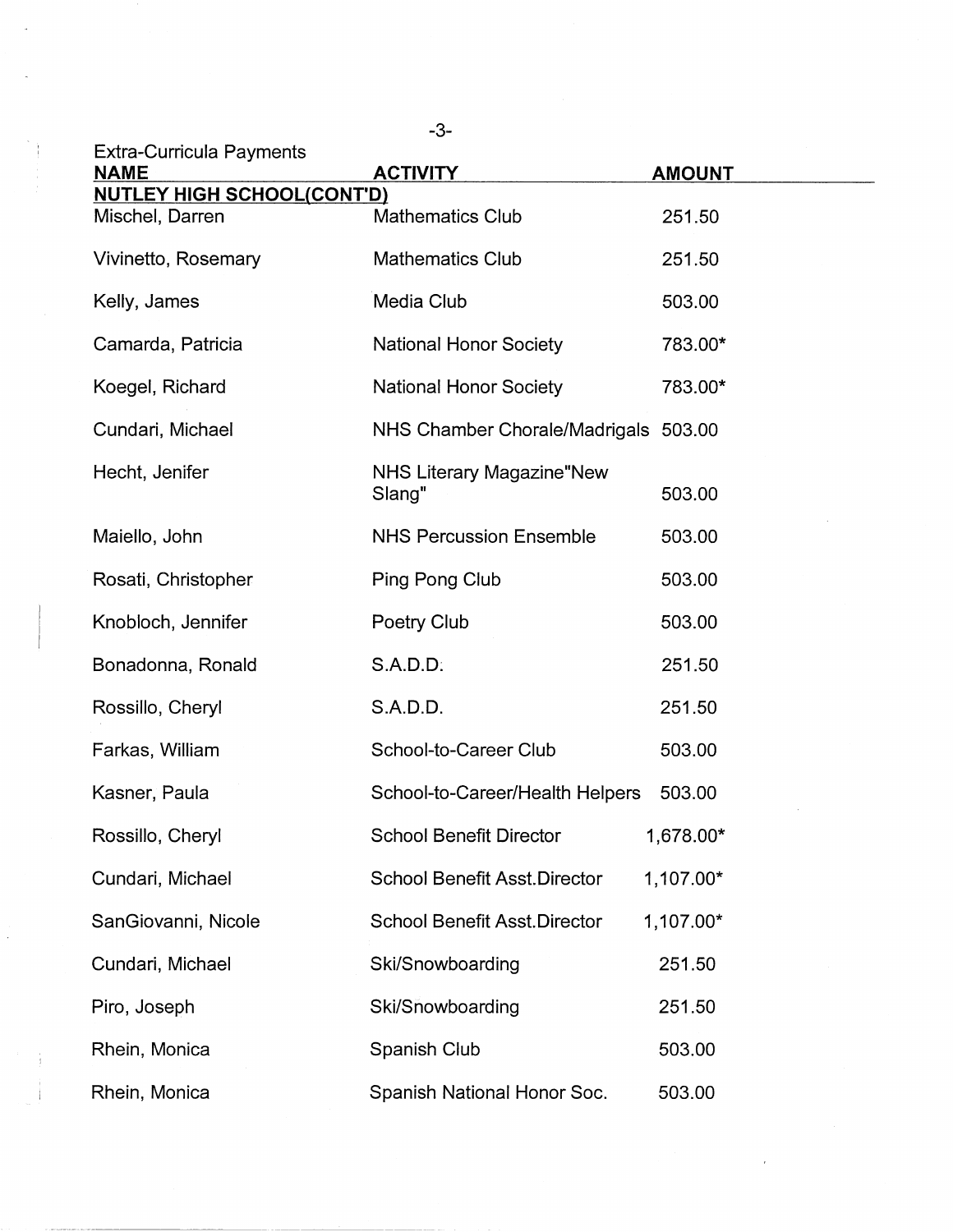Extra-Curricula Payments

| NAME | ACTIVITY | AMOUNT |
|---|---|---|
| **NUTLEY HIGH SCHOOL(CONT'D)** | | |
| Mischel, Darren | Mathematics Club | 251.50 |
| Vivinetto, Rosemary | Mathematics Club | 251.50 |
| Kelly, James | Media Club | 503.00 |
| Camarda, Patricia | National Honor Society | 783.00* |
| Koegel, Richard | National Honor Society | 783.00* |
| Cundari, Michael | NHS Chamber Chorale/Madrigals | 503.00 |
| Hecht, Jenifer | NHS Literary Magazine"New Slang" | 503.00 |
| Maiello, John | NHS Percussion Ensemble | 503.00 |
| Rosati, Christopher | Ping Pong Club | 503.00 |
| Knobloch, Jennifer | Poetry Club | 503.00 |
| Bonadonna, Ronald | S.A.D.D. | 251.50 |
| Rossillo, Cheryl | S.A.D.D. | 251.50 |
| Farkas, William | School-to-Career Club | 503.00 |
| Kasner, Paula | School-to-Career/Health Helpers | 503.00 |
| Rossillo, Cheryl | School Benefit Director | 1,678.00* |
| Cundari, Michael | School Benefit Asst.Director | 1,107.00* |
| SanGiovanni, Nicole | School Benefit Asst.Director | 1,107.00* |
| Cundari, Michael | Ski/Snowboarding | 251.50 |
| Piro, Joseph | Ski/Snowboarding | 251.50 |
| Rhein, Monica | Spanish Club | 503.00 |
| Rhein, Monica | Spanish National Honor Soc. | 503.00 |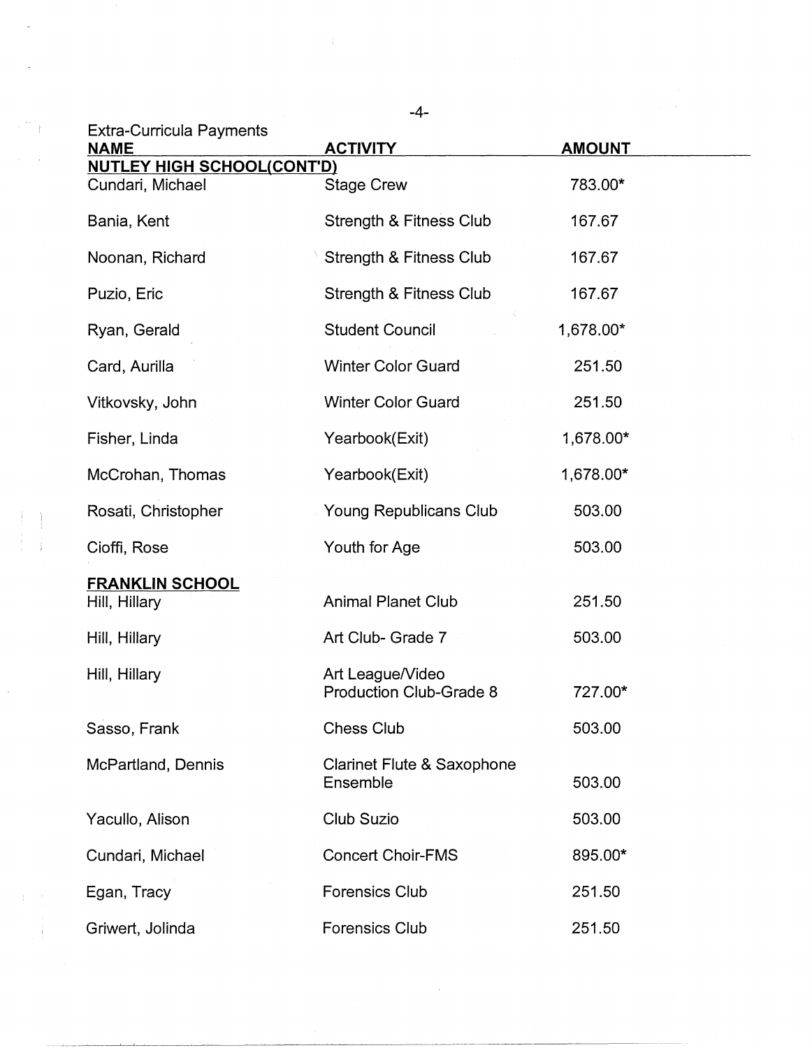Extra-Curricula Payments

| NAME | ACTIVITY | AMOUNT |
|---|---|---|
| **NUTLEY HIGH SCHOOL(CONT'D)** | | |
| Cundari, Michael | Stage Crew | 783.00* |
| Bania, Kent | Strength & Fitness Club | 167.67 |
| Noonan, Richard | Strength & Fitness Club | 167.67 |
| Puzio, Eric | Strength & Fitness Club | 167.67 |
| Ryan, Gerald | Student Council | 1,678.00* |
| Card, Aurilla | Winter Color Guard | 251.50 |
| Vitkovsky, John | Winter Color Guard | 251.50 |
| Fisher, Linda | Yearbook(Exit) | 1,678.00* |
| McCrohan, Thomas | Yearbook(Exit) | 1,678.00* |
| Rosati, Christopher | Young Republicans Club | 503.00 |
| Cioffi, Rose | Youth for Age | 503.00 |
| **FRANKLIN SCHOOL** | | |
| Hill, Hillary | Animal Planet Club | 251.50 |
| Hill, Hillary | Art Club- Grade 7 | 503.00 |
| Hill, Hillary | Art League/Video Production Club-Grade 8 | 727.00* |
| Sasso, Frank | Chess Club | 503.00 |
| McPartland, Dennis | Clarinet Flute & Saxophone Ensemble | 503.00 |
| Yacullo, Alison | Club Suzio | 503.00 |
| Cundari, Michael | Concert Choir-FMS | 895.00* |
| Egan, Tracy | Forensics Club | 251.50 |
| Griwert, Jolinda | Forensics Club | 251.50 |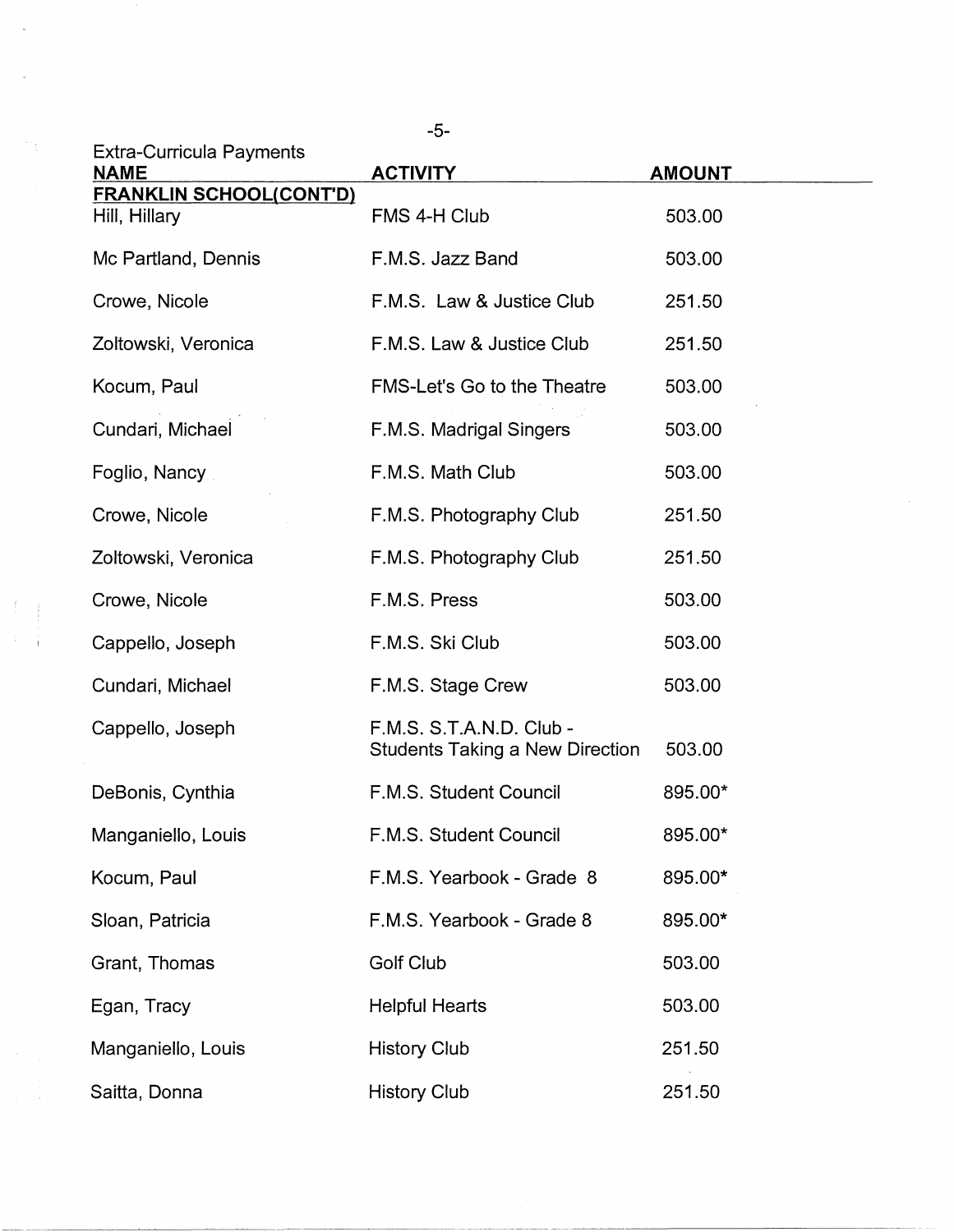Extra-Curricula Payments

| NAME | ACTIVITY | AMOUNT |
|---|---|---|
| **FRANKLIN SCHOOL(CONT'D)** | | |
| Hill, Hillary | FMS 4-H Club | 503.00 |
| Mc Partland, Dennis | F.M.S. Jazz Band | 503.00 |
| Crowe, Nicole | F.M.S. Law & Justice Club | 251.50 |
| Zoltowski, Veronica | F.M.S. Law & Justice Club | 251.50 |
| Kocum, Paul | FMS-Let's Go to the Theatre | 503.00 |
| Cundari, Michael | F.M.S. Madrigal Singers | 503.00 |
| Foglio, Nancy | F.M.S. Math Club | 503.00 |
| Crowe, Nicole | F.M.S. Photography Club | 251.50 |
| Zoltowski, Veronica | F.M.S. Photography Club | 251.50 |
| Crowe, Nicole | F.M.S. Press | 503.00 |
| Cappello, Joseph | F.M.S. Ski Club | 503.00 |
| Cundari, Michael | F.M.S. Stage Crew | 503.00 |
| Cappello, Joseph | F.M.S. S.T.A.N.D. Club - Students Taking a New Direction | 503.00 |
| DeBonis, Cynthia | F.M.S. Student Council | 895.00* |
| Manganiello, Louis | F.M.S. Student Council | 895.00* |
| Kocum, Paul | F.M.S. Yearbook - Grade 8 | 895.00* |
| Sloan, Patricia | F.M.S. Yearbook - Grade 8 | 895.00* |
| Grant, Thomas | Golf Club | 503.00 |
| Egan, Tracy | Helpful Hearts | 503.00 |
| Manganiello, Louis | History Club | 251.50 |
| Saitta, Donna | History Club | 251.50 |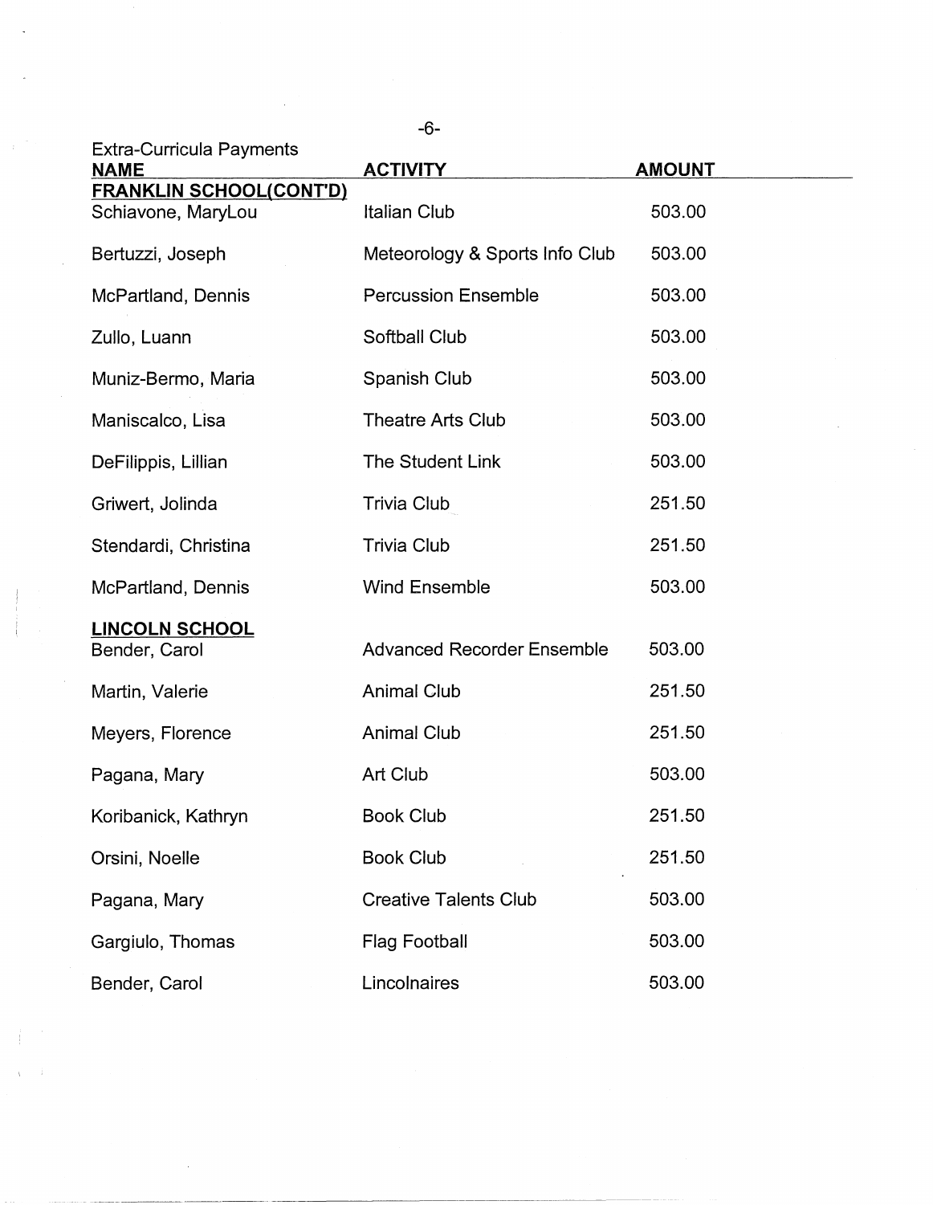Extra-Curricula Payments

| NAME | ACTIVITY | AMOUNT |
|---|---|---|
| **FRANKLIN SCHOOL(CONT'D)** | | |
| Schiavone, MaryLou | Italian Club | 503.00 |
| Bertuzzi, Joseph | Meteorology & Sports Info Club | 503.00 |
| McPartland, Dennis | Percussion Ensemble | 503.00 |
| Zullo, Luann | Softball Club | 503.00 |
| Muniz-Bermo, Maria | Spanish Club | 503.00 |
| Maniscalco, Lisa | Theatre Arts Club | 503.00 |
| DeFilippis, Lillian | The Student Link | 503.00 |
| Griwert, Jolinda | Trivia Club | 251.50 |
| Stendardi, Christina | Trivia Club | 251.50 |
| McPartland, Dennis | Wind Ensemble | 503.00 |
| **LINCOLN SCHOOL** | | |
| Bender, Carol | Advanced Recorder Ensemble | 503.00 |
| Martin, Valerie | Animal Club | 251.50 |
| Meyers, Florence | Animal Club | 251.50 |
| Pagana, Mary | Art Club | 503.00 |
| Koribanick, Kathryn | Book Club | 251.50 |
| Orsini, Noelle | Book Club | 251.50 |
| Pagana, Mary | Creative Talents Club | 503.00 |
| Gargiulo, Thomas | Flag Football | 503.00 |
| Bender, Carol | Lincolnaires | 503.00 |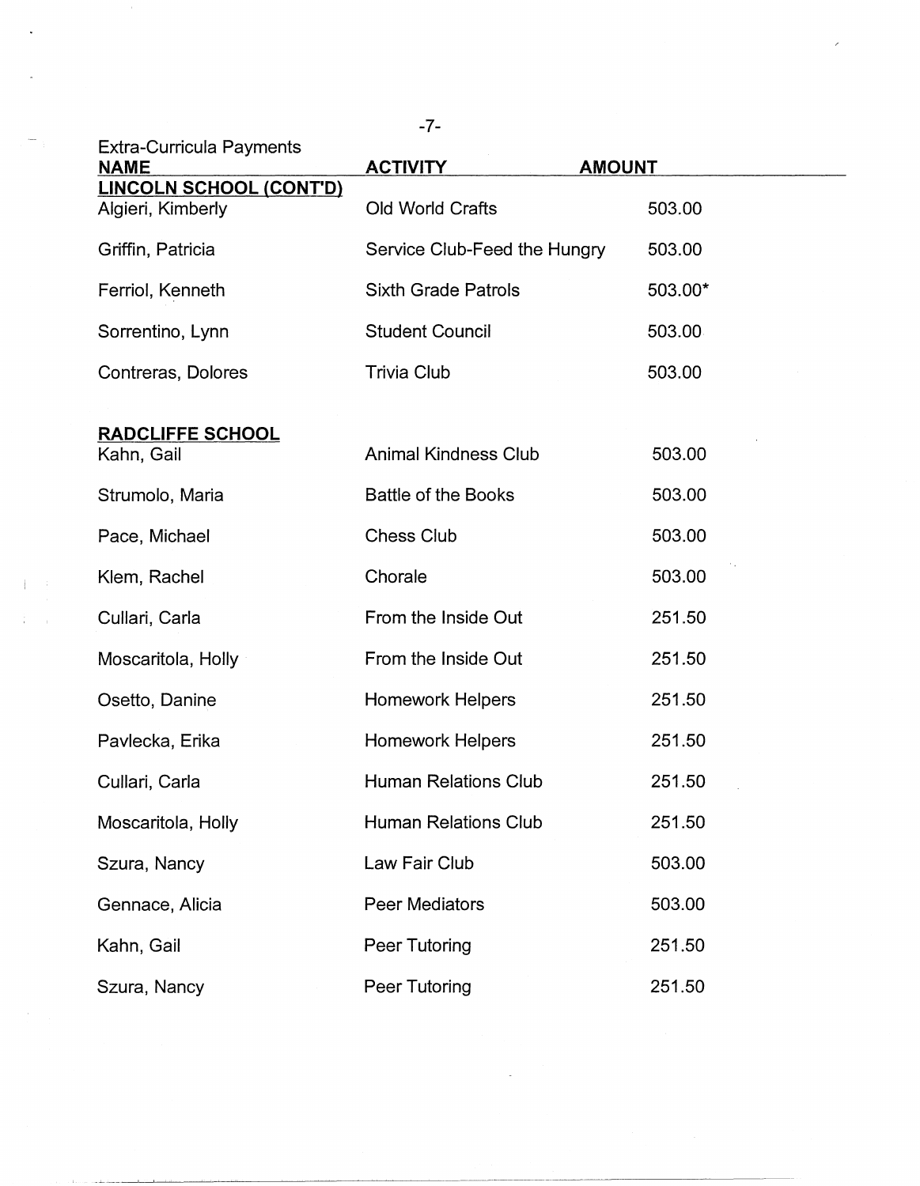Extra-Curricula Payments

| NAME | ACTIVITY | AMOUNT |
|---|---|---|
| **LINCOLN SCHOOL (CONT'D)** | | |
| Algieri, Kimberly | Old World Crafts | 503.00 |
| Griffin, Patricia | Service Club-Feed the Hungry | 503.00 |
| Ferriol, Kenneth | Sixth Grade Patrols | 503.00* |
| Sorrentino, Lynn | Student Council | 503.00 |
| Contreras, Dolores | Trivia Club | 503.00 |
| | | |
| **RADCLIFFE SCHOOL** | | |
| Kahn, Gail | Animal Kindness Club | 503.00 |
| Strumolo, Maria | Battle of the Books | 503.00 |
| Pace, Michael | Chess Club | 503.00 |
| Klem, Rachel | Chorale | 503.00 |
| Cullari, Carla | From the Inside Out | 251.50 |
| Moscaritola, Holly | From the Inside Out | 251.50 |
| Osetto, Danine | Homework Helpers | 251.50 |
| Pavlecka, Erika | Homework Helpers | 251.50 |
| Cullari, Carla | Human Relations Club | 251.50 |
| Moscaritola, Holly | Human Relations Club | 251.50 |
| Szura, Nancy | Law Fair Club | 503.00 |
| Gennace, Alicia | Peer Mediators | 503.00 |
| Kahn, Gail | Peer Tutoring | 251.50 |
| Szura, Nancy | Peer Tutoring | 251.50 |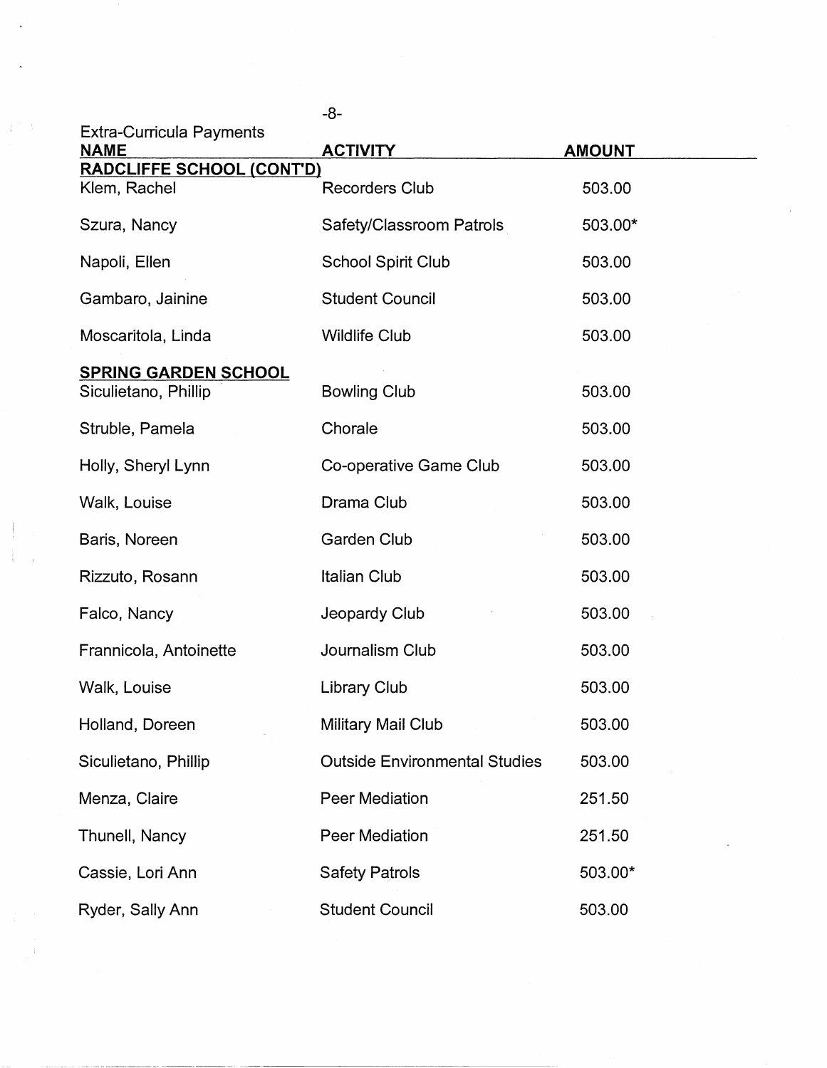Extra-Curricula Payments

| NAME | ACTIVITY | AMOUNT |
|---|---|---|
| **RADCLIFFE SCHOOL (CONT'D)** | | |
| Klem, Rachel | Recorders Club | 503.00 |
| Szura, Nancy | Safety/Classroom Patrols | 503.00* |
| Napoli, Ellen | School Spirit Club | 503.00 |
| Gambaro, Jainine | Student Council | 503.00 |
| Moscaritola, Linda | Wildlife Club | 503.00 |
| **SPRING GARDEN SCHOOL** | | |
| Siculietano, Phillip | Bowling Club | 503.00 |
| Struble, Pamela | Chorale | 503.00 |
| Holly, Sheryl Lynn | Co-operative Game Club | 503.00 |
| Walk, Louise | Drama Club | 503.00 |
| Baris, Noreen | Garden Club | 503.00 |
| Rizzuto, Rosann | Italian Club | 503.00 |
| Falco, Nancy | Jeopardy Club | 503.00 |
| Frannicola, Antoinette | Journalism Club | 503.00 |
| Walk, Louise | Library Club | 503.00 |
| Holland, Doreen | Military Mail Club | 503.00 |
| Siculietano, Phillip | Outside Environmental Studies | 503.00 |
| Menza, Claire | Peer Mediation | 251.50 |
| Thunell, Nancy | Peer Mediation | 251.50 |
| Cassie, Lori Ann | Safety Patrols | 503.00* |
| Ryder, Sally Ann | Student Council | 503.00 |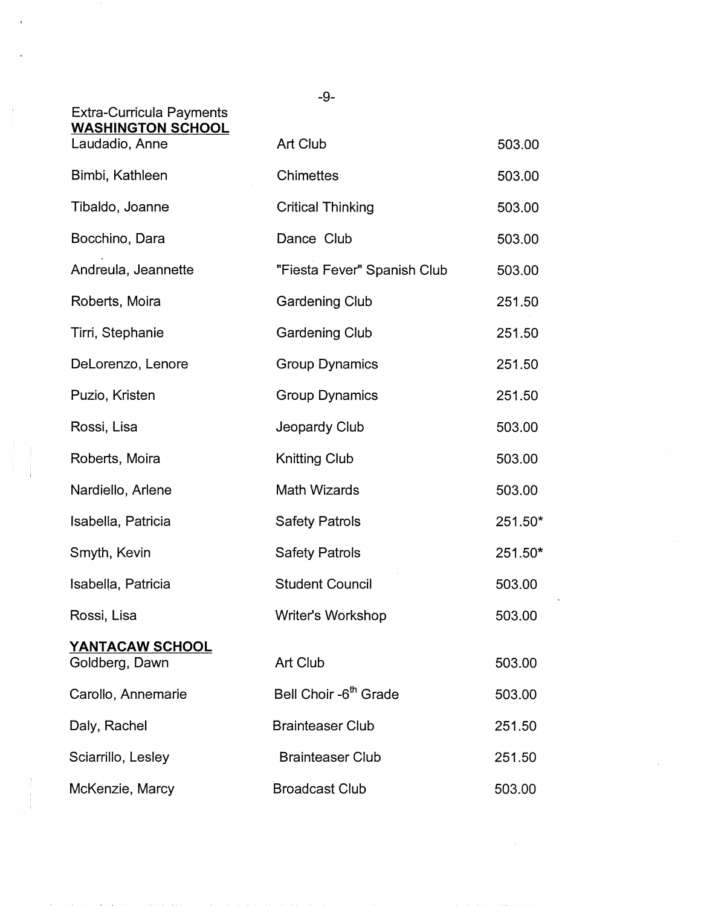Extra-Curricula Payments

**WASHINGTON SCHOOL**

| | | |
|---|---|---|
| Laudadio, Anne | Art Club | 503.00 |
| Bimbi, Kathleen | Chimettes | 503.00 |
| Tibaldo, Joanne | Critical Thinking | 503.00 |
| Bocchino, Dara | Dance Club | 503.00 |
| Andreula, Jeannette | "Fiesta Fever" Spanish Club | 503.00 |
| Roberts, Moira | Gardening Club | 251.50 |
| Tirri, Stephanie | Gardening Club | 251.50 |
| DeLorenzo, Lenore | Group Dynamics | 251.50 |
| Puzio, Kristen | Group Dynamics | 251.50 |
| Rossi, Lisa | Jeopardy Club | 503.00 |
| Roberts, Moira | Knitting Club | 503.00 |
| Nardiello, Arlene | Math Wizards | 503.00 |
| Isabella, Patricia | Safety Patrols | 251.50* |
| Smyth, Kevin | Safety Patrols | 251.50* |
| Isabella, Patricia | Student Council | 503.00 |
| Rossi, Lisa | Writer's Workshop | 503.00 |

**YANTACAW SCHOOL**

| | | |
|---|---|---|
| Goldberg, Dawn | Art Club | 503.00 |
| Carollo, Annemarie | Bell Choir -6th Grade | 503.00 |
| Daly, Rachel | Brainteaser Club | 251.50 |
| Sciarrillo, Lesley | Brainteaser Club | 251.50 |
| McKenzie, Marcy | Broadcast Club | 503.00 |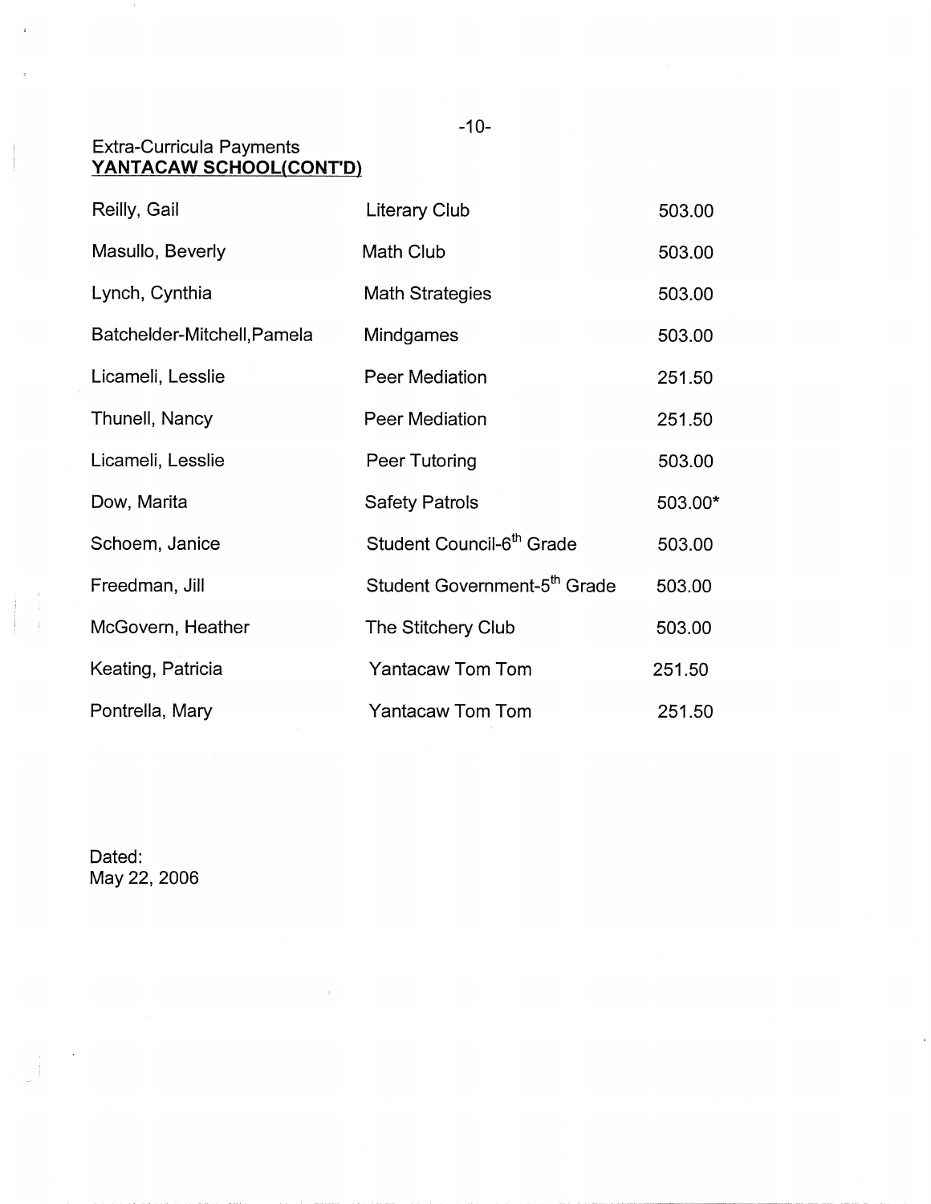Extra-Curricula Payments
**YANTACAW SCHOOL(CONT'D)**

| | | |
|---|---|---|
| Reilly, Gail | Literary Club | 503.00 |
| Masullo, Beverly | Math Club | 503.00 |
| Lynch, Cynthia | Math Strategies | 503.00 |
| Batchelder-Mitchell,Pamela | Mindgames | 503.00 |
| Licameli, Lesslie | Peer Mediation | 251.50 |
| Thunell, Nancy | Peer Mediation | 251.50 |
| Licameli, Lesslie | Peer Tutoring | 503.00 |
| Dow, Marita | Safety Patrols | 503.00* |
| Schoem, Janice | Student Council-6th Grade | 503.00 |
| Freedman, Jill | Student Government-5th Grade | 503.00 |
| McGovern, Heather | The Stitchery Club | 503.00 |
| Keating, Patricia | Yantacaw Tom Tom | 251.50 |
| Pontrella, Mary | Yantacaw Tom Tom | 251.50 |

Dated:
May 22, 2006